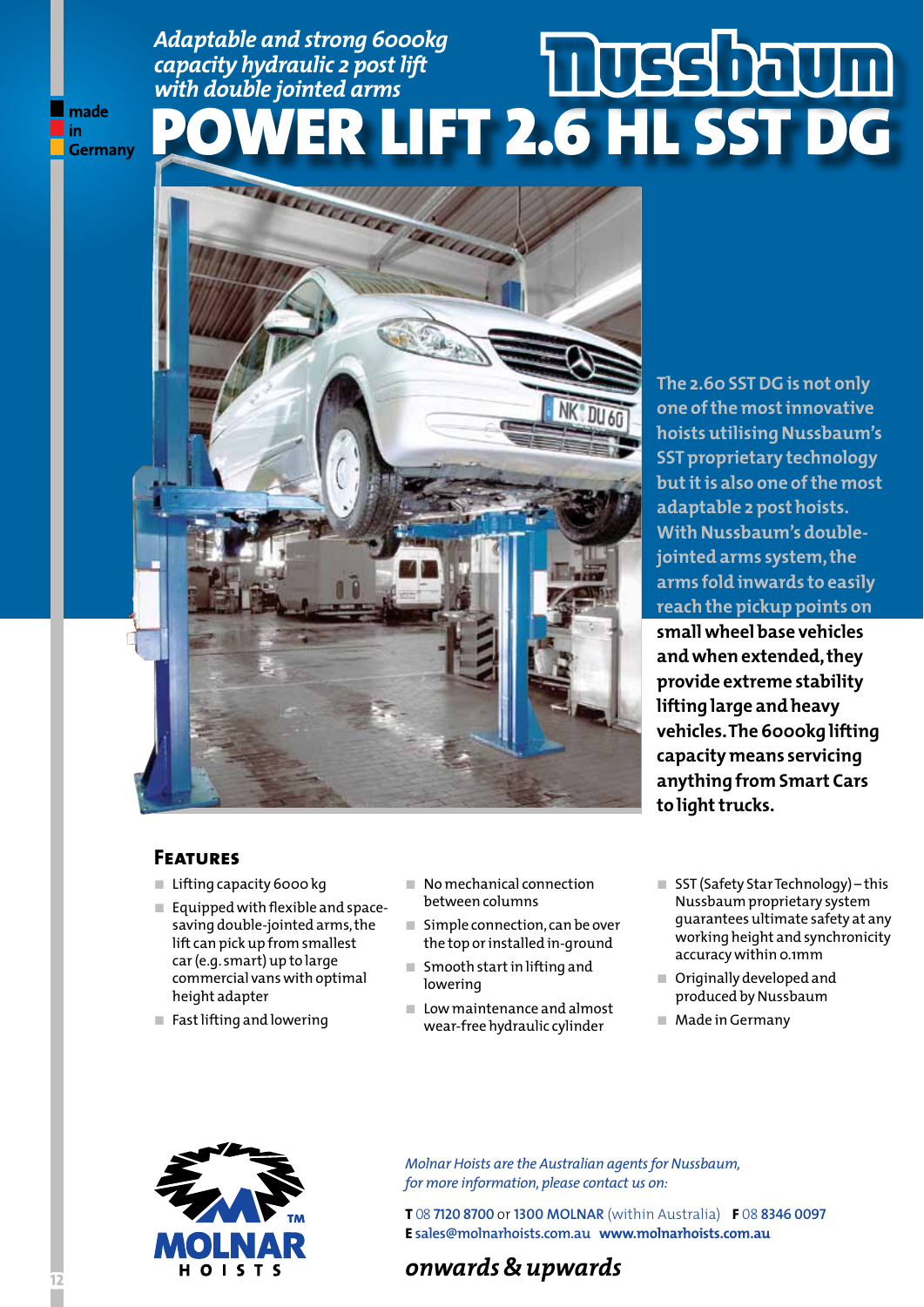made in Germany

*Adaptable and strong 6000kg capacity hydraulic 2 post lift with double jointed arms*

Nussbaum

# POWER LIFT 2.6 HL SST DG

**The 2.60 SST DG is not only one of the most innovative hoists utilising Nussbaum's SST proprietary technology but it is also one of the most adaptable 2 post hoists. With Nussbaum's double-jointed arms system, the arms fold inwards to easily reach the pickup points on small wheel base vehicles and when extended, they provide extreme stability lifting large and heavy vehicles. The 6000kg lifting capacity means servicing anything from Smart Cars to light trucks.**

## Features

- Lifting capacity 6000 kg
- Equipped with flexible and space-saving double-jointed arms, the lift can pick up from smallest car (e.g. smart) up to large commercial vans with optimal height adapter
- Fast lifting and lowering
- No mechanical connection between columns
- Simple connection, can be over the top or installed in-ground
- Smooth start in lifting and lowering
- Low maintenance and almost wear-free hydraulic cylinder
- SST (Safety Star Technology) – this Nussbaum proprietary system guarantees ultimate safety at any working height and synchronicity accuracy within 0.1mm
- Originally developed and produced by Nussbaum
- Made in Germany

MOLNAR HOISTS™

*Molnar Hoists are the Australian agents for Nussbaum, for more information, please contact us on:*

**T** 08 **7120 8700** or **1300 MOLNAR** (within Australia) **F** 08 **8346 0097**
**E** sales@molnarhoists.com.au **www.molnarhoists.com.au**

***onwards & upwards***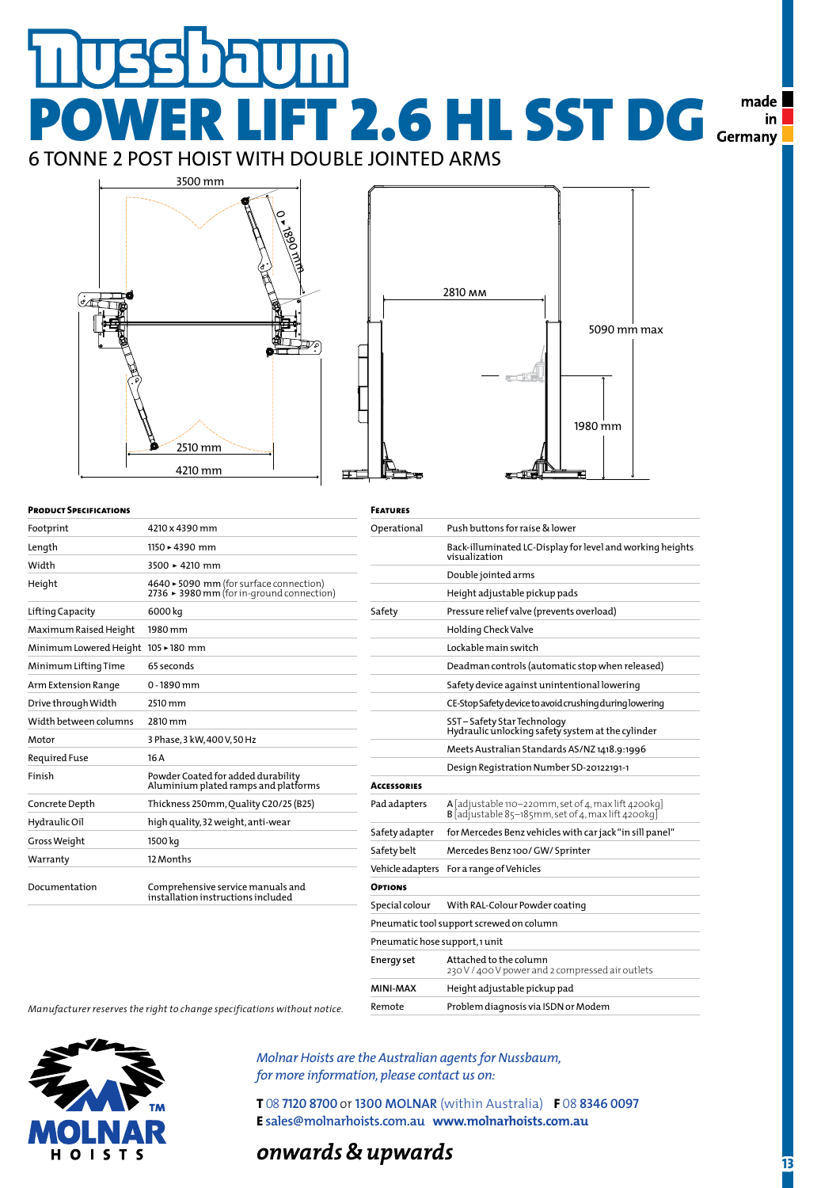# Nussbaum

# POWER LIFT 2.6 HL SST DG

made in Germany

## 6 TONNE 2 POST HOIST WITH DOUBLE JOINTED ARMS

3500 mm
0 ▸ 1890 mm
2510 mm
4210 mm
2810 mm
5090 mm max
1980 mm

### Product Specifications

| | |
|---|---|
| Footprint | 4210 x 4390 mm |
| Length | 1150 ▸ 4390 mm |
| Width | 3500 ▸ 4210 mm |
| Height | 4640 ▸ 5090 mm (for surface connection)<br>2736 ▸ 3980 mm (for in-ground connection) |
| Lifting Capacity | 6000 kg |
| Maximum Raised Height | 1980 mm |
| Minimum Lowered Height | 105 ▸ 180 mm |
| Minimum Lifting Time | 65 seconds |
| Arm Extension Range | 0 - 1890 mm |
| Drive through Width | 2510 mm |
| Width between columns | 2810 mm |
| Motor | 3 Phase, 3 kW, 400 V, 50 Hz |
| Required Fuse | 16 A |
| Finish | Powder Coated for added durability<br>Aluminium plated ramps and platforms |
| Concrete Depth | Thickness 250mm, Quality C20/25 (B25) |
| Hydraulic Oil | high quality, 32 weight, anti-wear |
| Gross Weight | 1500 kg |
| Warranty | 12 Months |
| Documentation | Comprehensive service manuals and installation instructions included |

### Features

| | |
|---|---|
| Operational | Push buttons for raise & lower |
| | Back-illuminated LC-Display for level and working heights visualization |
| | Double jointed arms |
| | Height adjustable pickup pads |
| Safety | Pressure relief valve (prevents overload) |
| | Holding Check Valve |
| | Lockable main switch |
| | Deadman controls (automatic stop when released) |
| | Safety device against unintentional lowering |
| | CE-Stop Safety device to avoid crushing during lowering |
| | SST – Safety Star Technology<br>Hydraulic unlocking safety system at the cylinder |
| | Meets Australian Standards AS/NZ 1418.9:1996 |
| | Design Registration Number SD-20122191-1 |

### Accessories

| | |
|---|---|
| Pad adapters | A [adjustable 110–220mm, set of 4, max lift 4200kg]<br>B [adjustable 85–185mm, set of 4, max lift 4200kg] |
| Safety adapter | for Mercedes Benz vehicles with car jack "in sill panel" |
| Safety belt | Mercedes Benz 100 / GW / Sprinter |
| Vehicle adapters | For a range of Vehicles |

### Options

| | |
|---|---|
| Special colour | With RAL-Colour Powder coating |
| Pneumatic tool support screwed on column | |
| Pneumatic hose support, 1 unit | |
| Energy set | Attached to the column<br>230 V / 400 V power and 2 compressed air outlets |
| MINI-MAX | Height adjustable pickup pad |
| Remote | Problem diagnosis via ISDN or Modem |

*Manufacturer reserves the right to change specifications without notice.*

MOLNAR HOISTS ™

*Molnar Hoists are the Australian agents for Nussbaum, for more information, please contact us on:*

**T** 08 **7120 8700** or **1300 MOLNAR** (within Australia) **F** 08 **8346 0097**
**E** sales@molnarhoists.com.au **www.molnarhoists.com.au**

***onwards & upwards***